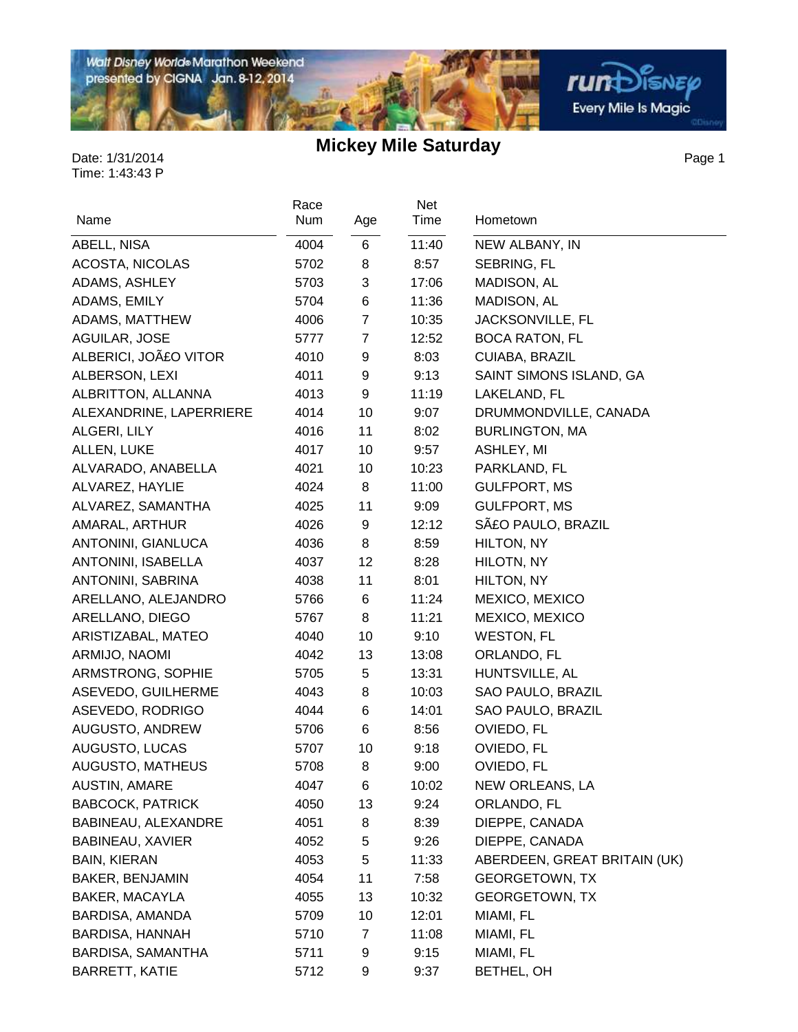# Mickey Mile Saturday

Date: 1/31/2014
Time: 1:43:43 P

| Name | Race Num | Age | Net Time | Hometown |
|---|---|---|---|---|
| ABELL, NISA | 4004 | 6 | 11:40 | NEW ALBANY, IN |
| ACOSTA, NICOLAS | 5702 | 8 | 8:57 | SEBRING, FL |
| ADAMS, ASHLEY | 5703 | 3 | 17:06 | MADISON, AL |
| ADAMS, EMILY | 5704 | 6 | 11:36 | MADISON, AL |
| ADAMS, MATTHEW | 4006 | 7 | 10:35 | JACKSONVILLE, FL |
| AGUILAR, JOSE | 5777 | 7 | 12:52 | BOCA RATON, FL |
| ALBERICI, JOÃ£O VITOR | 4010 | 9 | 8:03 | CUIABA, BRAZIL |
| ALBERSON, LEXI | 4011 | 9 | 9:13 | SAINT SIMONS ISLAND, GA |
| ALBRITTON, ALLANNA | 4013 | 9 | 11:19 | LAKELAND, FL |
| ALEXANDRINE, LAPERRIERE | 4014 | 10 | 9:07 | DRUMMONDVILLE, CANADA |
| ALGERI, LILY | 4016 | 11 | 8:02 | BURLINGTON, MA |
| ALLEN, LUKE | 4017 | 10 | 9:57 | ASHLEY, MI |
| ALVARADO, ANABELLA | 4021 | 10 | 10:23 | PARKLAND, FL |
| ALVAREZ, HAYLIE | 4024 | 8 | 11:00 | GULFPORT, MS |
| ALVAREZ, SAMANTHA | 4025 | 11 | 9:09 | GULFPORT, MS |
| AMARAL, ARTHUR | 4026 | 9 | 12:12 | SÃ£O PAULO, BRAZIL |
| ANTONINI, GIANLUCA | 4036 | 8 | 8:59 | HILTON, NY |
| ANTONINI, ISABELLA | 4037 | 12 | 8:28 | HILOTN, NY |
| ANTONINI, SABRINA | 4038 | 11 | 8:01 | HILTON, NY |
| ARELLANO, ALEJANDRO | 5766 | 6 | 11:24 | MEXICO, MEXICO |
| ARELLANO, DIEGO | 5767 | 8 | 11:21 | MEXICO, MEXICO |
| ARISTIZABAL, MATEO | 4040 | 10 | 9:10 | WESTON, FL |
| ARMIJO, NAOMI | 4042 | 13 | 13:08 | ORLANDO, FL |
| ARMSTRONG, SOPHIE | 5705 | 5 | 13:31 | HUNTSVILLE, AL |
| ASEVEDO, GUILHERME | 4043 | 8 | 10:03 | SAO PAULO, BRAZIL |
| ASEVEDO, RODRIGO | 4044 | 6 | 14:01 | SAO PAULO, BRAZIL |
| AUGUSTO, ANDREW | 5706 | 6 | 8:56 | OVIEDO, FL |
| AUGUSTO, LUCAS | 5707 | 10 | 9:18 | OVIEDO, FL |
| AUGUSTO, MATHEUS | 5708 | 8 | 9:00 | OVIEDO, FL |
| AUSTIN, AMARE | 4047 | 6 | 10:02 | NEW ORLEANS, LA |
| BABCOCK, PATRICK | 4050 | 13 | 9:24 | ORLANDO, FL |
| BABINEAU, ALEXANDRE | 4051 | 8 | 8:39 | DIEPPE, CANADA |
| BABINEAU, XAVIER | 4052 | 5 | 9:26 | DIEPPE, CANADA |
| BAIN, KIERAN | 4053 | 5 | 11:33 | ABERDEEN, GREAT BRITAIN (UK) |
| BAKER, BENJAMIN | 4054 | 11 | 7:58 | GEORGETOWN, TX |
| BAKER, MACAYLA | 4055 | 13 | 10:32 | GEORGETOWN, TX |
| BARDISA, AMANDA | 5709 | 10 | 12:01 | MIAMI, FL |
| BARDISA, HANNAH | 5710 | 7 | 11:08 | MIAMI, FL |
| BARDISA, SAMANTHA | 5711 | 9 | 9:15 | MIAMI, FL |
| BARRETT, KATIE | 5712 | 9 | 9:37 | BETHEL, OH |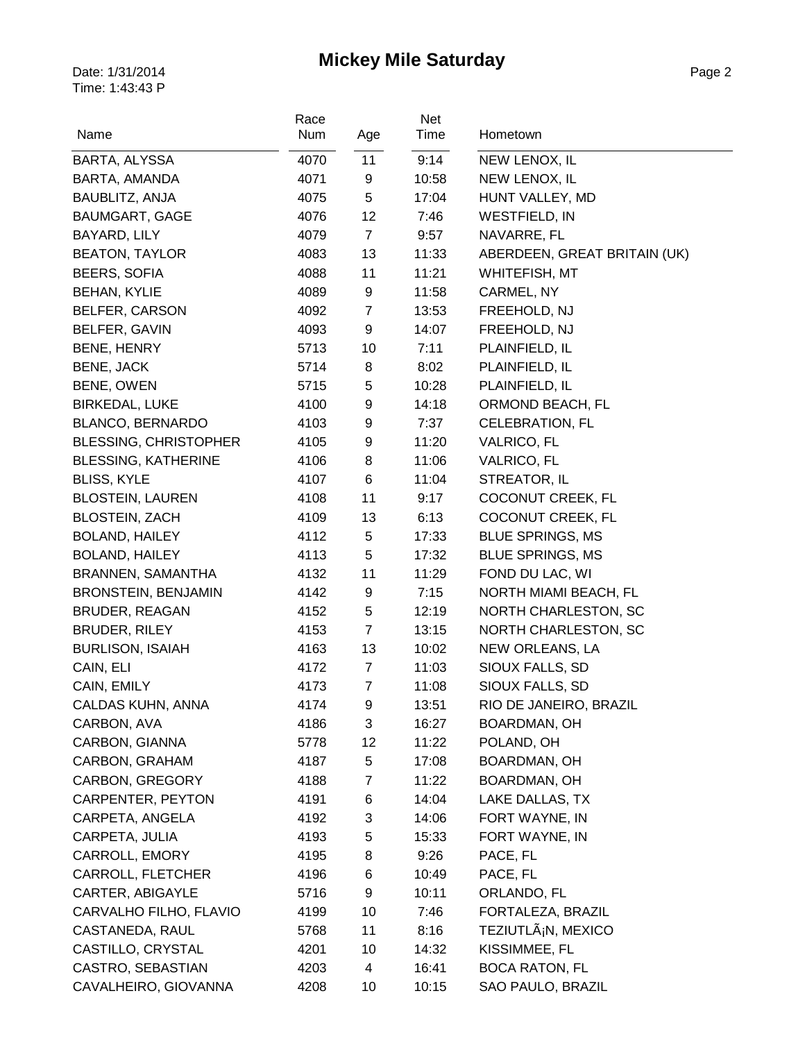# Mickey Mile Saturday

Date: 1/31/2014
Time: 1:43:43 P

| Name | Race Num | Age | Net Time | Hometown |
|---|---|---|---|---|
| BARTA, ALYSSA | 4070 | 11 | 9:14 | NEW LENOX, IL |
| BARTA, AMANDA | 4071 | 9 | 10:58 | NEW LENOX, IL |
| BAUBLITZ, ANJA | 4075 | 5 | 17:04 | HUNT VALLEY, MD |
| BAUMGART, GAGE | 4076 | 12 | 7:46 | WESTFIELD, IN |
| BAYARD, LILY | 4079 | 7 | 9:57 | NAVARRE, FL |
| BEATON, TAYLOR | 4083 | 13 | 11:33 | ABERDEEN, GREAT BRITAIN (UK) |
| BEERS, SOFIA | 4088 | 11 | 11:21 | WHITEFISH, MT |
| BEHAN, KYLIE | 4089 | 9 | 11:58 | CARMEL, NY |
| BELFER, CARSON | 4092 | 7 | 13:53 | FREEHOLD, NJ |
| BELFER, GAVIN | 4093 | 9 | 14:07 | FREEHOLD, NJ |
| BENE, HENRY | 5713 | 10 | 7:11 | PLAINFIELD, IL |
| BENE, JACK | 5714 | 8 | 8:02 | PLAINFIELD, IL |
| BENE, OWEN | 5715 | 5 | 10:28 | PLAINFIELD, IL |
| BIRKEDAL, LUKE | 4100 | 9 | 14:18 | ORMOND BEACH, FL |
| BLANCO, BERNARDO | 4103 | 9 | 7:37 | CELEBRATION, FL |
| BLESSING, CHRISTOPHER | 4105 | 9 | 11:20 | VALRICO, FL |
| BLESSING, KATHERINE | 4106 | 8 | 11:06 | VALRICO, FL |
| BLISS, KYLE | 4107 | 6 | 11:04 | STREATOR, IL |
| BLOSTEIN, LAUREN | 4108 | 11 | 9:17 | COCONUT CREEK, FL |
| BLOSTEIN, ZACH | 4109 | 13 | 6:13 | COCONUT CREEK, FL |
| BOLAND, HAILEY | 4112 | 5 | 17:33 | BLUE SPRINGS, MS |
| BOLAND, HAILEY | 4113 | 5 | 17:32 | BLUE SPRINGS, MS |
| BRANNEN, SAMANTHA | 4132 | 11 | 11:29 | FOND DU LAC, WI |
| BRONSTEIN, BENJAMIN | 4142 | 9 | 7:15 | NORTH MIAMI BEACH, FL |
| BRUDER, REAGAN | 4152 | 5 | 12:19 | NORTH CHARLESTON, SC |
| BRUDER, RILEY | 4153 | 7 | 13:15 | NORTH CHARLESTON, SC |
| BURLISON, ISAIAH | 4163 | 13 | 10:02 | NEW ORLEANS, LA |
| CAIN, ELI | 4172 | 7 | 11:03 | SIOUX FALLS, SD |
| CAIN, EMILY | 4173 | 7 | 11:08 | SIOUX FALLS, SD |
| CALDAS KUHN, ANNA | 4174 | 9 | 13:51 | RIO DE JANEIRO, BRAZIL |
| CARBON, AVA | 4186 | 3 | 16:27 | BOARDMAN, OH |
| CARBON, GIANNA | 5778 | 12 | 11:22 | POLAND, OH |
| CARBON, GRAHAM | 4187 | 5 | 17:08 | BOARDMAN, OH |
| CARBON, GREGORY | 4188 | 7 | 11:22 | BOARDMAN, OH |
| CARPENTER, PEYTON | 4191 | 6 | 14:04 | LAKE DALLAS, TX |
| CARPETA, ANGELA | 4192 | 3 | 14:06 | FORT WAYNE, IN |
| CARPETA, JULIA | 4193 | 5 | 15:33 | FORT WAYNE, IN |
| CARROLL, EMORY | 4195 | 8 | 9:26 | PACE, FL |
| CARROLL, FLETCHER | 4196 | 6 | 10:49 | PACE, FL |
| CARTER, ABIGAYLE | 5716 | 9 | 10:11 | ORLANDO, FL |
| CARVALHO FILHO, FLAVIO | 4199 | 10 | 7:46 | FORTALEZA, BRAZIL |
| CASTANEDA, RAUL | 5768 | 11 | 8:16 | TEZIUTLÃ¡N, MEXICO |
| CASTILLO, CRYSTAL | 4201 | 10 | 14:32 | KISSIMMEE, FL |
| CASTRO, SEBASTIAN | 4203 | 4 | 16:41 | BOCA RATON, FL |
| CAVALHEIRO, GIOVANNA | 4208 | 10 | 10:15 | SAO PAULO, BRAZIL |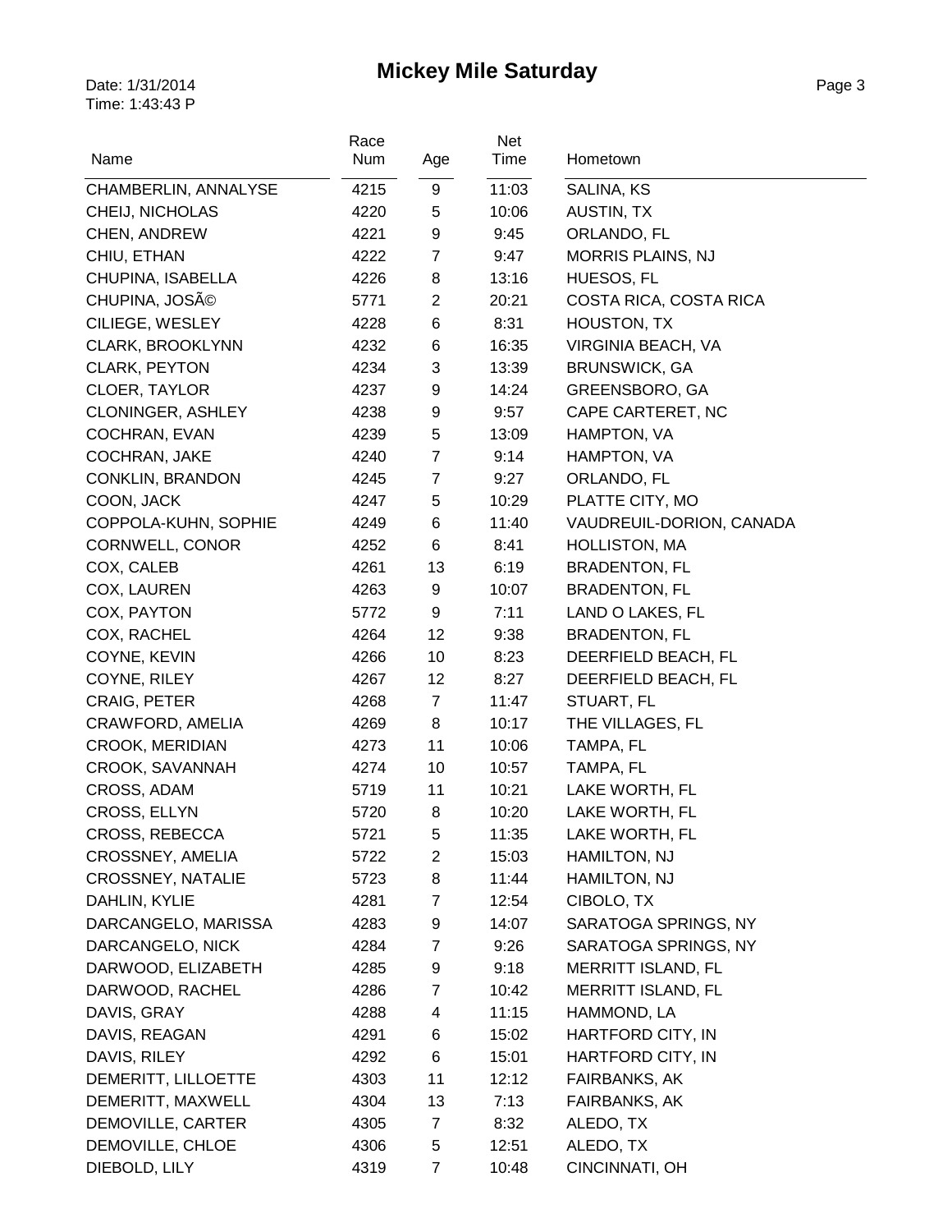# Mickey Mile Saturday

Date: 1/31/2014
Time: 1:43:43 P

| Name | Race Num | Age | Net Time | Hometown |
|---|---|---|---|---|
| CHAMBERLIN, ANNALYSE | 4215 | 9 | 11:03 | SALINA, KS |
| CHEIJ, NICHOLAS | 4220 | 5 | 10:06 | AUSTIN, TX |
| CHEN, ANDREW | 4221 | 9 | 9:45 | ORLANDO, FL |
| CHIU, ETHAN | 4222 | 7 | 9:47 | MORRIS PLAINS, NJ |
| CHUPINA, ISABELLA | 4226 | 8 | 13:16 | HUESOS, FL |
| CHUPINA, JOSÃ© | 5771 | 2 | 20:21 | COSTA RICA, COSTA RICA |
| CILIEGE, WESLEY | 4228 | 6 | 8:31 | HOUSTON, TX |
| CLARK, BROOKLYNN | 4232 | 6 | 16:35 | VIRGINIA BEACH, VA |
| CLARK, PEYTON | 4234 | 3 | 13:39 | BRUNSWICK, GA |
| CLOER, TAYLOR | 4237 | 9 | 14:24 | GREENSBORO, GA |
| CLONINGER, ASHLEY | 4238 | 9 | 9:57 | CAPE CARTERET, NC |
| COCHRAN, EVAN | 4239 | 5 | 13:09 | HAMPTON, VA |
| COCHRAN, JAKE | 4240 | 7 | 9:14 | HAMPTON, VA |
| CONKLIN, BRANDON | 4245 | 7 | 9:27 | ORLANDO, FL |
| COON, JACK | 4247 | 5 | 10:29 | PLATTE CITY, MO |
| COPPOLA-KUHN, SOPHIE | 4249 | 6 | 11:40 | VAUDREUIL-DORION, CANADA |
| CORNWELL, CONOR | 4252 | 6 | 8:41 | HOLLISTON, MA |
| COX, CALEB | 4261 | 13 | 6:19 | BRADENTON, FL |
| COX, LAUREN | 4263 | 9 | 10:07 | BRADENTON, FL |
| COX, PAYTON | 5772 | 9 | 7:11 | LAND O LAKES, FL |
| COX, RACHEL | 4264 | 12 | 9:38 | BRADENTON, FL |
| COYNE, KEVIN | 4266 | 10 | 8:23 | DEERFIELD BEACH, FL |
| COYNE, RILEY | 4267 | 12 | 8:27 | DEERFIELD BEACH, FL |
| CRAIG, PETER | 4268 | 7 | 11:47 | STUART, FL |
| CRAWFORD, AMELIA | 4269 | 8 | 10:17 | THE VILLAGES, FL |
| CROOK, MERIDIAN | 4273 | 11 | 10:06 | TAMPA, FL |
| CROOK, SAVANNAH | 4274 | 10 | 10:57 | TAMPA, FL |
| CROSS, ADAM | 5719 | 11 | 10:21 | LAKE WORTH, FL |
| CROSS, ELLYN | 5720 | 8 | 10:20 | LAKE WORTH, FL |
| CROSS, REBECCA | 5721 | 5 | 11:35 | LAKE WORTH, FL |
| CROSSNEY, AMELIA | 5722 | 2 | 15:03 | HAMILTON, NJ |
| CROSSNEY, NATALIE | 5723 | 8 | 11:44 | HAMILTON, NJ |
| DAHLIN, KYLIE | 4281 | 7 | 12:54 | CIBOLO, TX |
| DARCANGELO, MARISSA | 4283 | 9 | 14:07 | SARATOGA SPRINGS, NY |
| DARCANGELO, NICK | 4284 | 7 | 9:26 | SARATOGA SPRINGS, NY |
| DARWOOD, ELIZABETH | 4285 | 9 | 9:18 | MERRITT ISLAND, FL |
| DARWOOD, RACHEL | 4286 | 7 | 10:42 | MERRITT ISLAND, FL |
| DAVIS, GRAY | 4288 | 4 | 11:15 | HAMMOND, LA |
| DAVIS, REAGAN | 4291 | 6 | 15:02 | HARTFORD CITY, IN |
| DAVIS, RILEY | 4292 | 6 | 15:01 | HARTFORD CITY, IN |
| DEMERITT, LILLOETTE | 4303 | 11 | 12:12 | FAIRBANKS, AK |
| DEMERITT, MAXWELL | 4304 | 13 | 7:13 | FAIRBANKS, AK |
| DEMOVILLE, CARTER | 4305 | 7 | 8:32 | ALEDO, TX |
| DEMOVILLE, CHLOE | 4306 | 5 | 12:51 | ALEDO, TX |
| DIEBOLD, LILY | 4319 | 7 | 10:48 | CINCINNATI, OH |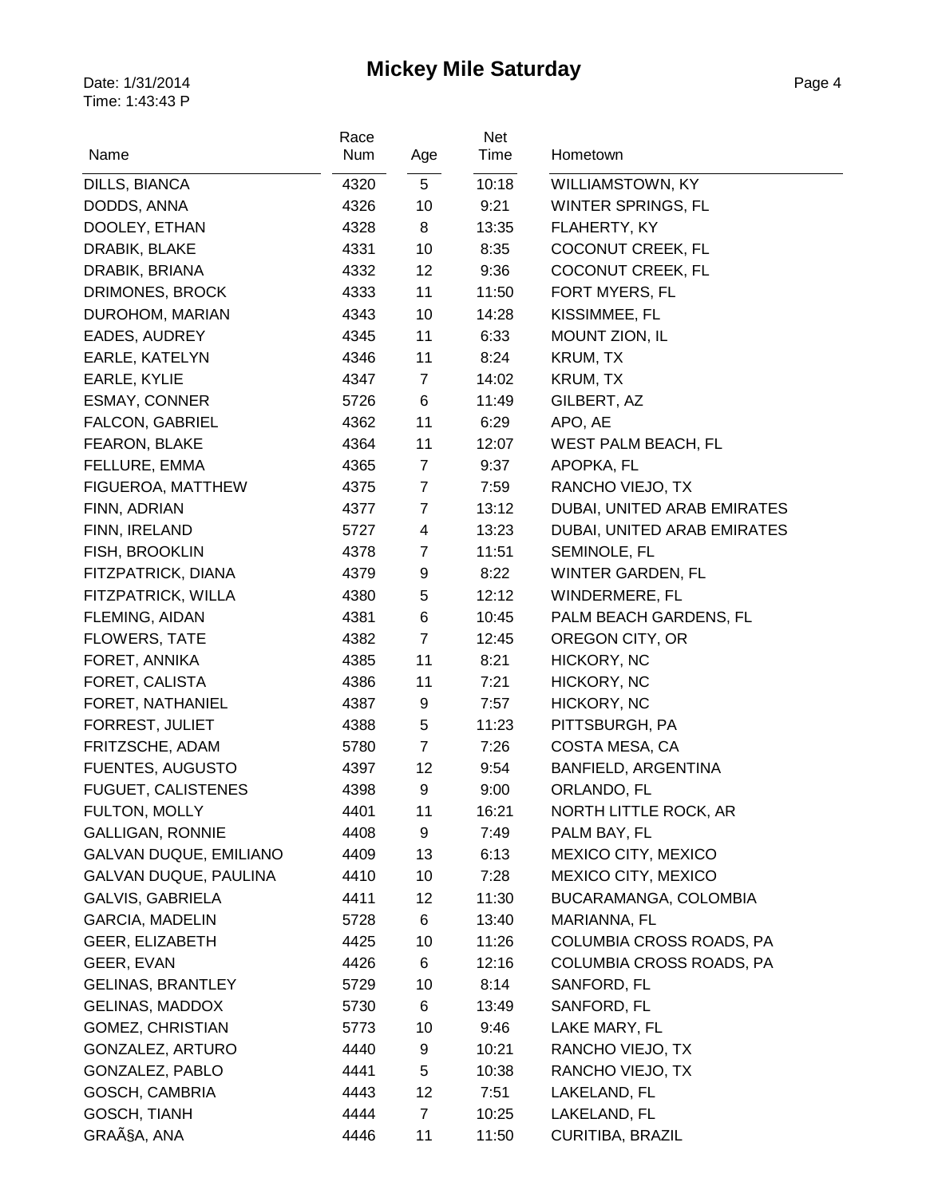# Mickey Mile Saturday

Date: 1/31/2014
Time: 1:43:43 P

| Name | Race Num | Age | Net Time | Hometown |
|---|---|---|---|---|
| DILLS, BIANCA | 4320 | 5 | 10:18 | WILLIAMSTOWN, KY |
| DODDS, ANNA | 4326 | 10 | 9:21 | WINTER SPRINGS, FL |
| DOOLEY, ETHAN | 4328 | 8 | 13:35 | FLAHERTY, KY |
| DRABIK, BLAKE | 4331 | 10 | 8:35 | COCONUT CREEK, FL |
| DRABIK, BRIANA | 4332 | 12 | 9:36 | COCONUT CREEK, FL |
| DRIMONES, BROCK | 4333 | 11 | 11:50 | FORT MYERS, FL |
| DUROHOM, MARIAN | 4343 | 10 | 14:28 | KISSIMMEE, FL |
| EADES, AUDREY | 4345 | 11 | 6:33 | MOUNT ZION, IL |
| EARLE, KATELYN | 4346 | 11 | 8:24 | KRUM, TX |
| EARLE, KYLIE | 4347 | 7 | 14:02 | KRUM, TX |
| ESMAY, CONNER | 5726 | 6 | 11:49 | GILBERT, AZ |
| FALCON, GABRIEL | 4362 | 11 | 6:29 | APO, AE |
| FEARON, BLAKE | 4364 | 11 | 12:07 | WEST PALM BEACH, FL |
| FELLURE, EMMA | 4365 | 7 | 9:37 | APOPKA, FL |
| FIGUEROA, MATTHEW | 4375 | 7 | 7:59 | RANCHO VIEJO, TX |
| FINN, ADRIAN | 4377 | 7 | 13:12 | DUBAI, UNITED ARAB EMIRATES |
| FINN, IRELAND | 5727 | 4 | 13:23 | DUBAI, UNITED ARAB EMIRATES |
| FISH, BROOKLIN | 4378 | 7 | 11:51 | SEMINOLE, FL |
| FITZPATRICK, DIANA | 4379 | 9 | 8:22 | WINTER GARDEN, FL |
| FITZPATRICK, WILLA | 4380 | 5 | 12:12 | WINDERMERE, FL |
| FLEMING, AIDAN | 4381 | 6 | 10:45 | PALM BEACH GARDENS, FL |
| FLOWERS, TATE | 4382 | 7 | 12:45 | OREGON CITY, OR |
| FORET, ANNIKA | 4385 | 11 | 8:21 | HICKORY, NC |
| FORET, CALISTA | 4386 | 11 | 7:21 | HICKORY, NC |
| FORET, NATHANIEL | 4387 | 9 | 7:57 | HICKORY, NC |
| FORREST, JULIET | 4388 | 5 | 11:23 | PITTSBURGH, PA |
| FRITZSCHE, ADAM | 5780 | 7 | 7:26 | COSTA MESA, CA |
| FUENTES, AUGUSTO | 4397 | 12 | 9:54 | BANFIELD, ARGENTINA |
| FUGUET, CALISTENES | 4398 | 9 | 9:00 | ORLANDO, FL |
| FULTON, MOLLY | 4401 | 11 | 16:21 | NORTH LITTLE ROCK, AR |
| GALLIGAN, RONNIE | 4408 | 9 | 7:49 | PALM BAY, FL |
| GALVAN DUQUE, EMILIANO | 4409 | 13 | 6:13 | MEXICO CITY, MEXICO |
| GALVAN DUQUE, PAULINA | 4410 | 10 | 7:28 | MEXICO CITY, MEXICO |
| GALVIS, GABRIELA | 4411 | 12 | 11:30 | BUCARAMANGA, COLOMBIA |
| GARCIA, MADELIN | 5728 | 6 | 13:40 | MARIANNA, FL |
| GEER, ELIZABETH | 4425 | 10 | 11:26 | COLUMBIA CROSS ROADS, PA |
| GEER, EVAN | 4426 | 6 | 12:16 | COLUMBIA CROSS ROADS, PA |
| GELINAS, BRANTLEY | 5729 | 10 | 8:14 | SANFORD, FL |
| GELINAS, MADDOX | 5730 | 6 | 13:49 | SANFORD, FL |
| GOMEZ, CHRISTIAN | 5773 | 10 | 9:46 | LAKE MARY, FL |
| GONZALEZ, ARTURO | 4440 | 9 | 10:21 | RANCHO VIEJO, TX |
| GONZALEZ, PABLO | 4441 | 5 | 10:38 | RANCHO VIEJO, TX |
| GOSCH, CAMBRIA | 4443 | 12 | 7:51 | LAKELAND, FL |
| GOSCH, TIANH | 4444 | 7 | 10:25 | LAKELAND, FL |
| GRAÃ§A, ANA | 4446 | 11 | 11:50 | CURITIBA, BRAZIL |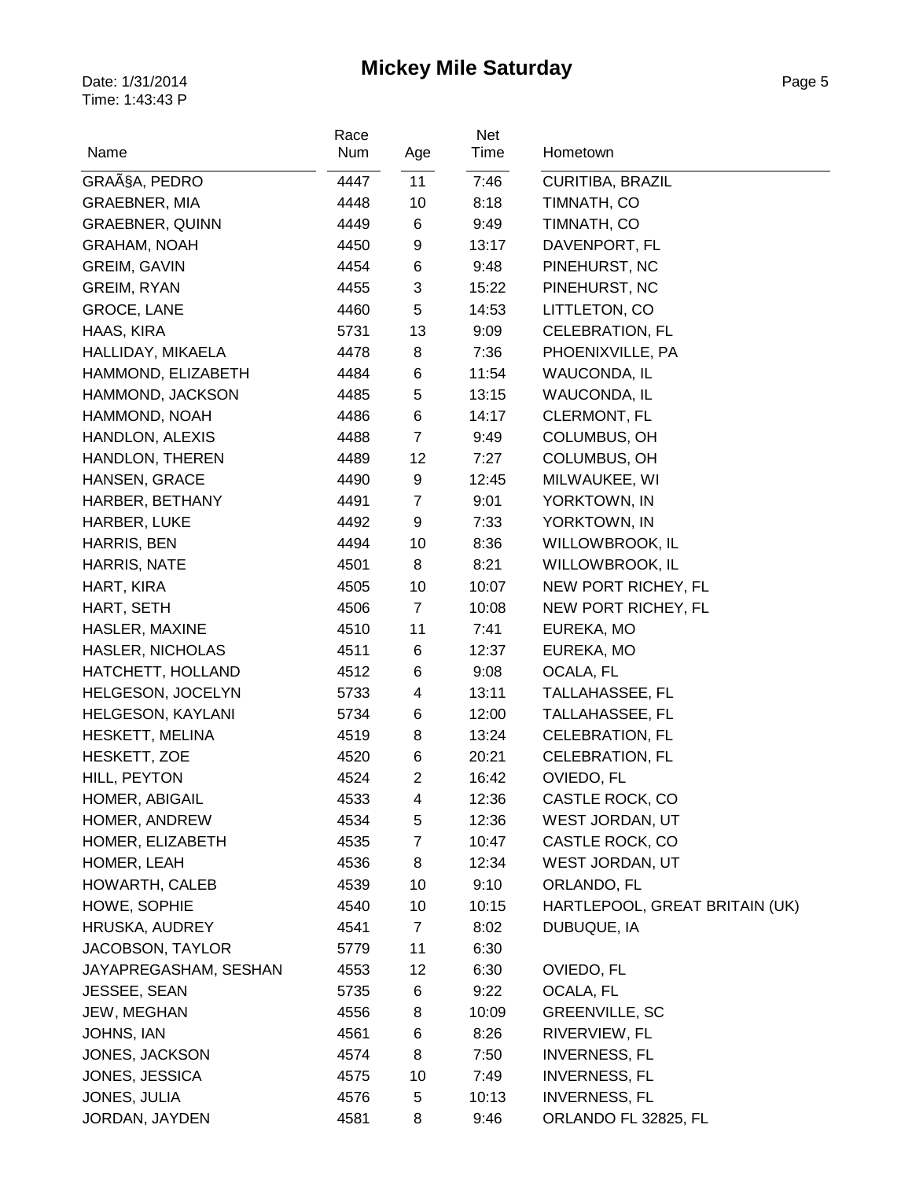# Mickey Mile Saturday

Date: 1/31/2014
Time: 1:43:43 P

| Name | Race Num | Age | Net Time | Hometown |
|---|---|---|---|---|
| GRAÃ§A, PEDRO | 4447 | 11 | 7:46 | CURITIBA, BRAZIL |
| GRAEBNER, MIA | 4448 | 10 | 8:18 | TIMNATH, CO |
| GRAEBNER, QUINN | 4449 | 6 | 9:49 | TIMNATH, CO |
| GRAHAM, NOAH | 4450 | 9 | 13:17 | DAVENPORT, FL |
| GREIM, GAVIN | 4454 | 6 | 9:48 | PINEHURST, NC |
| GREIM, RYAN | 4455 | 3 | 15:22 | PINEHURST, NC |
| GROCE, LANE | 4460 | 5 | 14:53 | LITTLETON, CO |
| HAAS, KIRA | 5731 | 13 | 9:09 | CELEBRATION, FL |
| HALLIDAY, MIKAELA | 4478 | 8 | 7:36 | PHOENIXVILLE, PA |
| HAMMOND, ELIZABETH | 4484 | 6 | 11:54 | WAUCONDA, IL |
| HAMMOND, JACKSON | 4485 | 5 | 13:15 | WAUCONDA, IL |
| HAMMOND, NOAH | 4486 | 6 | 14:17 | CLERMONT, FL |
| HANDLON, ALEXIS | 4488 | 7 | 9:49 | COLUMBUS, OH |
| HANDLON, THEREN | 4489 | 12 | 7:27 | COLUMBUS, OH |
| HANSEN, GRACE | 4490 | 9 | 12:45 | MILWAUKEE, WI |
| HARBER, BETHANY | 4491 | 7 | 9:01 | YORKTOWN, IN |
| HARBER, LUKE | 4492 | 9 | 7:33 | YORKTOWN, IN |
| HARRIS, BEN | 4494 | 10 | 8:36 | WILLOWBROOK, IL |
| HARRIS, NATE | 4501 | 8 | 8:21 | WILLOWBROOK, IL |
| HART, KIRA | 4505 | 10 | 10:07 | NEW PORT RICHEY, FL |
| HART, SETH | 4506 | 7 | 10:08 | NEW PORT RICHEY, FL |
| HASLER, MAXINE | 4510 | 11 | 7:41 | EUREKA, MO |
| HASLER, NICHOLAS | 4511 | 6 | 12:37 | EUREKA, MO |
| HATCHETT, HOLLAND | 4512 | 6 | 9:08 | OCALA, FL |
| HELGESON, JOCELYN | 5733 | 4 | 13:11 | TALLAHASSEE, FL |
| HELGESON, KAYLANI | 5734 | 6 | 12:00 | TALLAHASSEE, FL |
| HESKETT, MELINA | 4519 | 8 | 13:24 | CELEBRATION, FL |
| HESKETT, ZOE | 4520 | 6 | 20:21 | CELEBRATION, FL |
| HILL, PEYTON | 4524 | 2 | 16:42 | OVIEDO, FL |
| HOMER, ABIGAIL | 4533 | 4 | 12:36 | CASTLE ROCK, CO |
| HOMER, ANDREW | 4534 | 5 | 12:36 | WEST JORDAN, UT |
| HOMER, ELIZABETH | 4535 | 7 | 10:47 | CASTLE ROCK, CO |
| HOMER, LEAH | 4536 | 8 | 12:34 | WEST JORDAN, UT |
| HOWARTH, CALEB | 4539 | 10 | 9:10 | ORLANDO, FL |
| HOWE, SOPHIE | 4540 | 10 | 10:15 | HARTLEPOOL, GREAT BRITAIN (UK) |
| HRUSKA, AUDREY | 4541 | 7 | 8:02 | DUBUQUE, IA |
| JACOBSON, TAYLOR | 5779 | 11 | 6:30 | |
| JAYAPREGASHAM, SESHAN | 4553 | 12 | 6:30 | OVIEDO, FL |
| JESSEE, SEAN | 5735 | 6 | 9:22 | OCALA, FL |
| JEW, MEGHAN | 4556 | 8 | 10:09 | GREENVILLE, SC |
| JOHNS, IAN | 4561 | 6 | 8:26 | RIVERVIEW, FL |
| JONES, JACKSON | 4574 | 8 | 7:50 | INVERNESS, FL |
| JONES, JESSICA | 4575 | 10 | 7:49 | INVERNESS, FL |
| JONES, JULIA | 4576 | 5 | 10:13 | INVERNESS, FL |
| JORDAN, JAYDEN | 4581 | 8 | 9:46 | ORLANDO FL 32825, FL |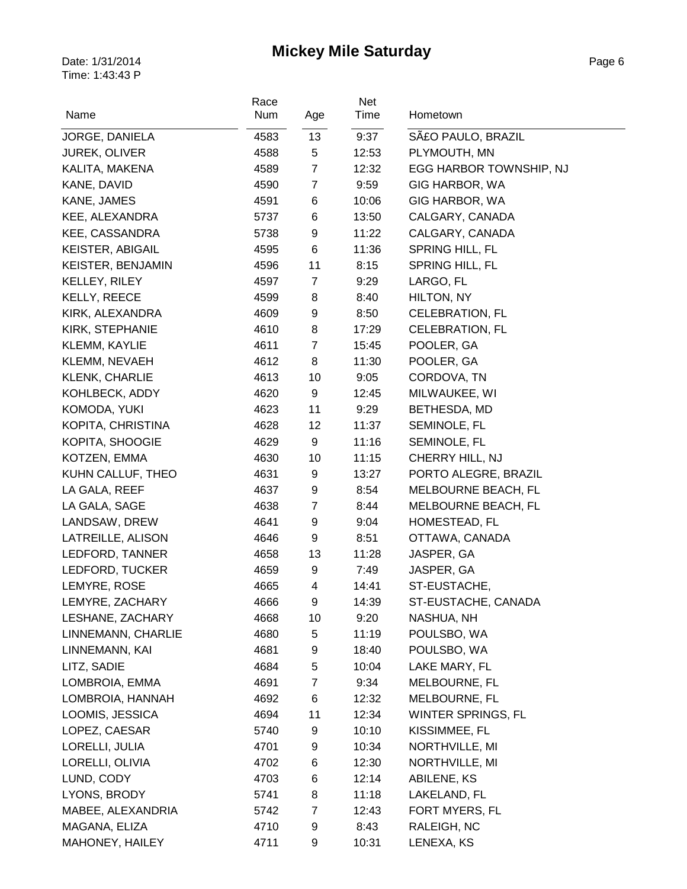# Mickey Mile Saturday

Date: 1/31/2014
Time: 1:43:43 P

| Name | Race Num | Age | Net Time | Hometown |
|---|---|---|---|---|
| JORGE, DANIELA | 4583 | 13 | 9:37 | SÃ£O PAULO, BRAZIL |
| JUREK, OLIVER | 4588 | 5 | 12:53 | PLYMOUTH, MN |
| KALITA, MAKENA | 4589 | 7 | 12:32 | EGG HARBOR TOWNSHIP, NJ |
| KANE, DAVID | 4590 | 7 | 9:59 | GIG HARBOR, WA |
| KANE, JAMES | 4591 | 6 | 10:06 | GIG HARBOR, WA |
| KEE, ALEXANDRA | 5737 | 6 | 13:50 | CALGARY, CANADA |
| KEE, CASSANDRA | 5738 | 9 | 11:22 | CALGARY, CANADA |
| KEISTER, ABIGAIL | 4595 | 6 | 11:36 | SPRING HILL, FL |
| KEISTER, BENJAMIN | 4596 | 11 | 8:15 | SPRING HILL, FL |
| KELLEY, RILEY | 4597 | 7 | 9:29 | LARGO, FL |
| KELLY, REECE | 4599 | 8 | 8:40 | HILTON, NY |
| KIRK, ALEXANDRA | 4609 | 9 | 8:50 | CELEBRATION, FL |
| KIRK, STEPHANIE | 4610 | 8 | 17:29 | CELEBRATION, FL |
| KLEMM, KAYLIE | 4611 | 7 | 15:45 | POOLER, GA |
| KLEMM, NEVAEH | 4612 | 8 | 11:30 | POOLER, GA |
| KLENK, CHARLIE | 4613 | 10 | 9:05 | CORDOVA, TN |
| KOHLBECK, ADDY | 4620 | 9 | 12:45 | MILWAUKEE, WI |
| KOMODA, YUKI | 4623 | 11 | 9:29 | BETHESDA, MD |
| KOPITA, CHRISTINA | 4628 | 12 | 11:37 | SEMINOLE, FL |
| KOPITA, SHOOGIE | 4629 | 9 | 11:16 | SEMINOLE, FL |
| KOTZEN, EMMA | 4630 | 10 | 11:15 | CHERRY HILL, NJ |
| KUHN CALLUF, THEO | 4631 | 9 | 13:27 | PORTO ALEGRE, BRAZIL |
| LA GALA, REEF | 4637 | 9 | 8:54 | MELBOURNE BEACH, FL |
| LA GALA, SAGE | 4638 | 7 | 8:44 | MELBOURNE BEACH, FL |
| LANDSAW, DREW | 4641 | 9 | 9:04 | HOMESTEAD, FL |
| LATREILLE, ALISON | 4646 | 9 | 8:51 | OTTAWA, CANADA |
| LEDFORD, TANNER | 4658 | 13 | 11:28 | JASPER, GA |
| LEDFORD, TUCKER | 4659 | 9 | 7:49 | JASPER, GA |
| LEMYRE, ROSE | 4665 | 4 | 14:41 | ST-EUSTACHE, |
| LEMYRE, ZACHARY | 4666 | 9 | 14:39 | ST-EUSTACHE, CANADA |
| LESHANE, ZACHARY | 4668 | 10 | 9:20 | NASHUA, NH |
| LINNEMANN, CHARLIE | 4680 | 5 | 11:19 | POULSBO, WA |
| LINNEMANN, KAI | 4681 | 9 | 18:40 | POULSBO, WA |
| LITZ, SADIE | 4684 | 5 | 10:04 | LAKE MARY, FL |
| LOMBROIA, EMMA | 4691 | 7 | 9:34 | MELBOURNE, FL |
| LOMBROIA, HANNAH | 4692 | 6 | 12:32 | MELBOURNE, FL |
| LOOMIS, JESSICA | 4694 | 11 | 12:34 | WINTER SPRINGS, FL |
| LOPEZ, CAESAR | 5740 | 9 | 10:10 | KISSIMMEE, FL |
| LORELLI, JULIA | 4701 | 9 | 10:34 | NORTHVILLE, MI |
| LORELLI, OLIVIA | 4702 | 6 | 12:30 | NORTHVILLE, MI |
| LUND, CODY | 4703 | 6 | 12:14 | ABILENE, KS |
| LYONS, BRODY | 5741 | 8 | 11:18 | LAKELAND, FL |
| MABEE, ALEXANDRIA | 5742 | 7 | 12:43 | FORT MYERS, FL |
| MAGANA, ELIZA | 4710 | 9 | 8:43 | RALEIGH, NC |
| MAHONEY, HAILEY | 4711 | 9 | 10:31 | LENEXA, KS |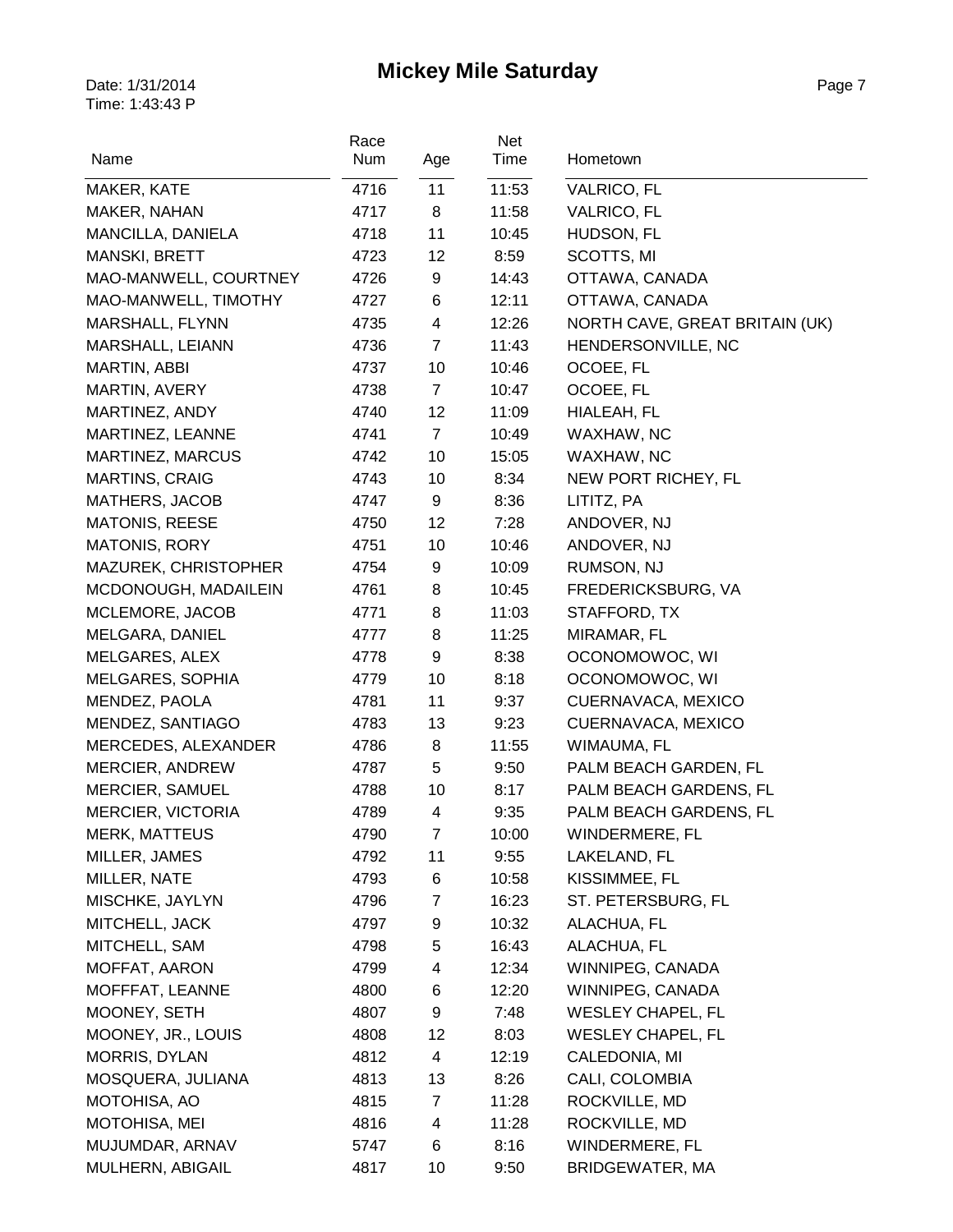# Mickey Mile Saturday

Date: 1/31/2014
Time: 1:43:43 P

| Name | Race Num | Age | Net Time | Hometown |
|---|---|---|---|---|
| MAKER, KATE | 4716 | 11 | 11:53 | VALRICO, FL |
| MAKER, NAHAN | 4717 | 8 | 11:58 | VALRICO, FL |
| MANCILLA, DANIELA | 4718 | 11 | 10:45 | HUDSON, FL |
| MANSKI, BRETT | 4723 | 12 | 8:59 | SCOTTS, MI |
| MAO-MANWELL, COURTNEY | 4726 | 9 | 14:43 | OTTAWA, CANADA |
| MAO-MANWELL, TIMOTHY | 4727 | 6 | 12:11 | OTTAWA, CANADA |
| MARSHALL, FLYNN | 4735 | 4 | 12:26 | NORTH CAVE, GREAT BRITAIN (UK) |
| MARSHALL, LEIANN | 4736 | 7 | 11:43 | HENDERSONVILLE, NC |
| MARTIN, ABBI | 4737 | 10 | 10:46 | OCOEE, FL |
| MARTIN, AVERY | 4738 | 7 | 10:47 | OCOEE, FL |
| MARTINEZ, ANDY | 4740 | 12 | 11:09 | HIALEAH, FL |
| MARTINEZ, LEANNE | 4741 | 7 | 10:49 | WAXHAW, NC |
| MARTINEZ, MARCUS | 4742 | 10 | 15:05 | WAXHAW, NC |
| MARTINS, CRAIG | 4743 | 10 | 8:34 | NEW PORT RICHEY, FL |
| MATHERS, JACOB | 4747 | 9 | 8:36 | LITITZ, PA |
| MATONIS, REESE | 4750 | 12 | 7:28 | ANDOVER, NJ |
| MATONIS, RORY | 4751 | 10 | 10:46 | ANDOVER, NJ |
| MAZUREK, CHRISTOPHER | 4754 | 9 | 10:09 | RUMSON, NJ |
| MCDONOUGH, MADAILEIN | 4761 | 8 | 10:45 | FREDERICKSBURG, VA |
| MCLEMORE, JACOB | 4771 | 8 | 11:03 | STAFFORD, TX |
| MELGARA, DANIEL | 4777 | 8 | 11:25 | MIRAMAR, FL |
| MELGARES, ALEX | 4778 | 9 | 8:38 | OCONOMOWOC, WI |
| MELGARES, SOPHIA | 4779 | 10 | 8:18 | OCONOMOWOC, WI |
| MENDEZ, PAOLA | 4781 | 11 | 9:37 | CUERNAVACA, MEXICO |
| MENDEZ, SANTIAGO | 4783 | 13 | 9:23 | CUERNAVACA, MEXICO |
| MERCEDES, ALEXANDER | 4786 | 8 | 11:55 | WIMAUMA, FL |
| MERCIER, ANDREW | 4787 | 5 | 9:50 | PALM BEACH GARDEN, FL |
| MERCIER, SAMUEL | 4788 | 10 | 8:17 | PALM BEACH GARDENS, FL |
| MERCIER, VICTORIA | 4789 | 4 | 9:35 | PALM BEACH GARDENS, FL |
| MERK, MATTEUS | 4790 | 7 | 10:00 | WINDERMERE, FL |
| MILLER, JAMES | 4792 | 11 | 9:55 | LAKELAND, FL |
| MILLER, NATE | 4793 | 6 | 10:58 | KISSIMMEE, FL |
| MISCHKE, JAYLYN | 4796 | 7 | 16:23 | ST. PETERSBURG, FL |
| MITCHELL, JACK | 4797 | 9 | 10:32 | ALACHUA, FL |
| MITCHELL, SAM | 4798 | 5 | 16:43 | ALACHUA, FL |
| MOFFAT, AARON | 4799 | 4 | 12:34 | WINNIPEG, CANADA |
| MOFFFAT, LEANNE | 4800 | 6 | 12:20 | WINNIPEG, CANADA |
| MOONEY, SETH | 4807 | 9 | 7:48 | WESLEY CHAPEL, FL |
| MOONEY, JR., LOUIS | 4808 | 12 | 8:03 | WESLEY CHAPEL, FL |
| MORRIS, DYLAN | 4812 | 4 | 12:19 | CALEDONIA, MI |
| MOSQUERA, JULIANA | 4813 | 13 | 8:26 | CALI, COLOMBIA |
| MOTOHISA, AO | 4815 | 7 | 11:28 | ROCKVILLE, MD |
| MOTOHISA, MEI | 4816 | 4 | 11:28 | ROCKVILLE, MD |
| MUJUMDAR, ARNAV | 5747 | 6 | 8:16 | WINDERMERE, FL |
| MULHERN, ABIGAIL | 4817 | 10 | 9:50 | BRIDGEWATER, MA |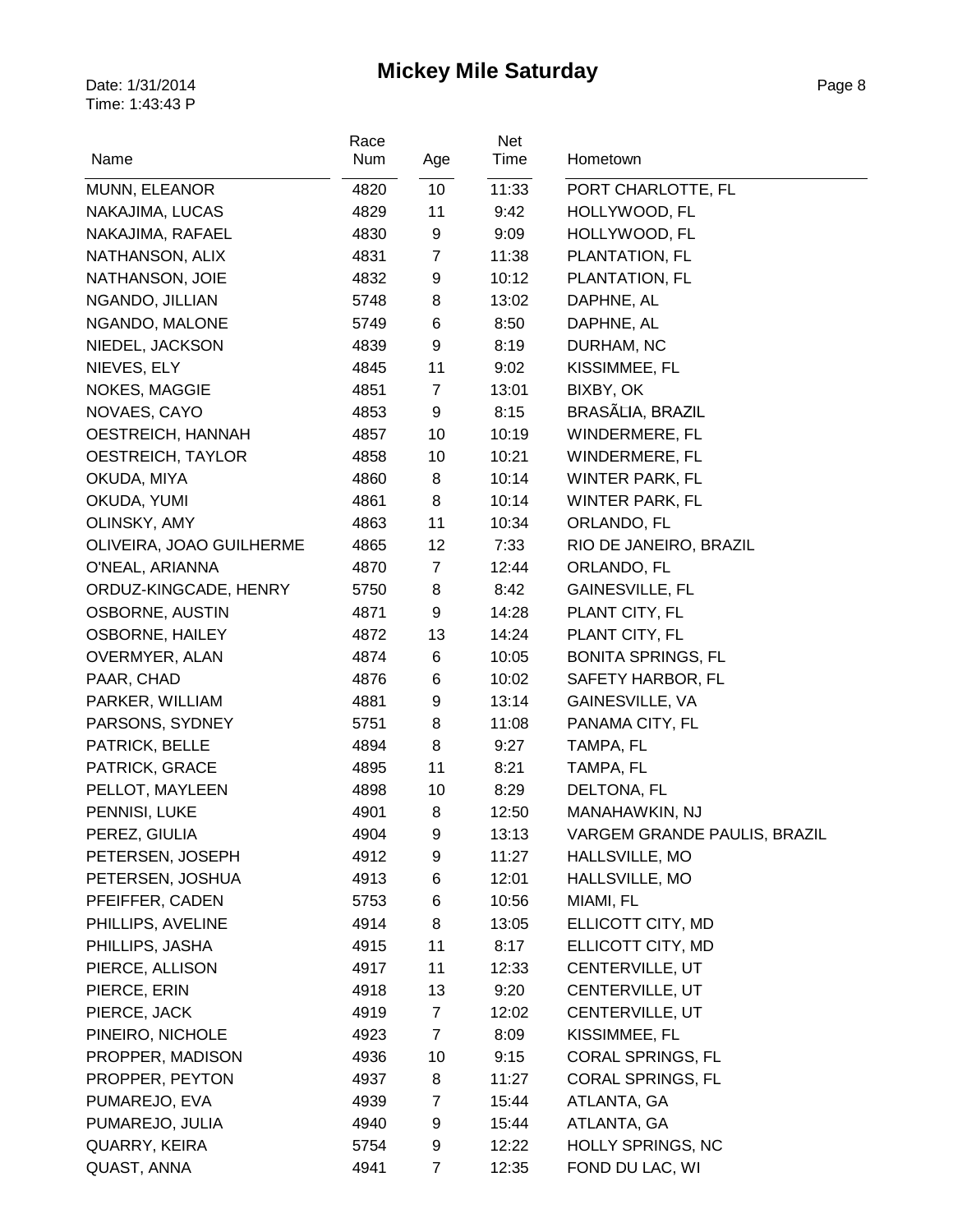# Mickey Mile Saturday

Date: 1/31/2014
Time: 1:43:43 P

| Name | Race Num | Age | Net Time | Hometown |
|---|---|---|---|---|
| MUNN, ELEANOR | 4820 | 10 | 11:33 | PORT CHARLOTTE, FL |
| NAKAJIMA, LUCAS | 4829 | 11 | 9:42 | HOLLYWOOD, FL |
| NAKAJIMA, RAFAEL | 4830 | 9 | 9:09 | HOLLYWOOD, FL |
| NATHANSON, ALIX | 4831 | 7 | 11:38 | PLANTATION, FL |
| NATHANSON, JOIE | 4832 | 9 | 10:12 | PLANTATION, FL |
| NGANDO, JILLIAN | 5748 | 8 | 13:02 | DAPHNE, AL |
| NGANDO, MALONE | 5749 | 6 | 8:50 | DAPHNE, AL |
| NIEDEL, JACKSON | 4839 | 9 | 8:19 | DURHAM, NC |
| NIEVES, ELY | 4845 | 11 | 9:02 | KISSIMMEE, FL |
| NOKES, MAGGIE | 4851 | 7 | 13:01 | BIXBY, OK |
| NOVAES, CAYO | 4853 | 9 | 8:15 | BRASÃLIA, BRAZIL |
| OESTREICH, HANNAH | 4857 | 10 | 10:19 | WINDERMERE, FL |
| OESTREICH, TAYLOR | 4858 | 10 | 10:21 | WINDERMERE, FL |
| OKUDA, MIYA | 4860 | 8 | 10:14 | WINTER PARK, FL |
| OKUDA, YUMI | 4861 | 8 | 10:14 | WINTER PARK, FL |
| OLINSKY, AMY | 4863 | 11 | 10:34 | ORLANDO, FL |
| OLIVEIRA, JOAO GUILHERME | 4865 | 12 | 7:33 | RIO DE JANEIRO, BRAZIL |
| O'NEAL, ARIANNA | 4870 | 7 | 12:44 | ORLANDO, FL |
| ORDUZ-KINGCADE, HENRY | 5750 | 8 | 8:42 | GAINESVILLE, FL |
| OSBORNE, AUSTIN | 4871 | 9 | 14:28 | PLANT CITY, FL |
| OSBORNE, HAILEY | 4872 | 13 | 14:24 | PLANT CITY, FL |
| OVERMYER, ALAN | 4874 | 6 | 10:05 | BONITA SPRINGS, FL |
| PAAR, CHAD | 4876 | 6 | 10:02 | SAFETY HARBOR, FL |
| PARKER, WILLIAM | 4881 | 9 | 13:14 | GAINESVILLE, VA |
| PARSONS, SYDNEY | 5751 | 8 | 11:08 | PANAMA CITY, FL |
| PATRICK, BELLE | 4894 | 8 | 9:27 | TAMPA, FL |
| PATRICK, GRACE | 4895 | 11 | 8:21 | TAMPA, FL |
| PELLOT, MAYLEEN | 4898 | 10 | 8:29 | DELTONA, FL |
| PENNISI, LUKE | 4901 | 8 | 12:50 | MANAHAWKIN, NJ |
| PEREZ, GIULIA | 4904 | 9 | 13:13 | VARGEM GRANDE PAULIS, BRAZIL |
| PETERSEN, JOSEPH | 4912 | 9 | 11:27 | HALLSVILLE, MO |
| PETERSEN, JOSHUA | 4913 | 6 | 12:01 | HALLSVILLE, MO |
| PFEIFFER, CADEN | 5753 | 6 | 10:56 | MIAMI, FL |
| PHILLIPS, AVELINE | 4914 | 8 | 13:05 | ELLICOTT CITY, MD |
| PHILLIPS, JASHA | 4915 | 11 | 8:17 | ELLICOTT CITY, MD |
| PIERCE, ALLISON | 4917 | 11 | 12:33 | CENTERVILLE, UT |
| PIERCE, ERIN | 4918 | 13 | 9:20 | CENTERVILLE, UT |
| PIERCE, JACK | 4919 | 7 | 12:02 | CENTERVILLE, UT |
| PINEIRO, NICHOLE | 4923 | 7 | 8:09 | KISSIMMEE, FL |
| PROPPER, MADISON | 4936 | 10 | 9:15 | CORAL SPRINGS, FL |
| PROPPER, PEYTON | 4937 | 8 | 11:27 | CORAL SPRINGS, FL |
| PUMAREJO, EVA | 4939 | 7 | 15:44 | ATLANTA, GA |
| PUMAREJO, JULIA | 4940 | 9 | 15:44 | ATLANTA, GA |
| QUARRY, KEIRA | 5754 | 9 | 12:22 | HOLLY SPRINGS, NC |
| QUAST, ANNA | 4941 | 7 | 12:35 | FOND DU LAC, WI |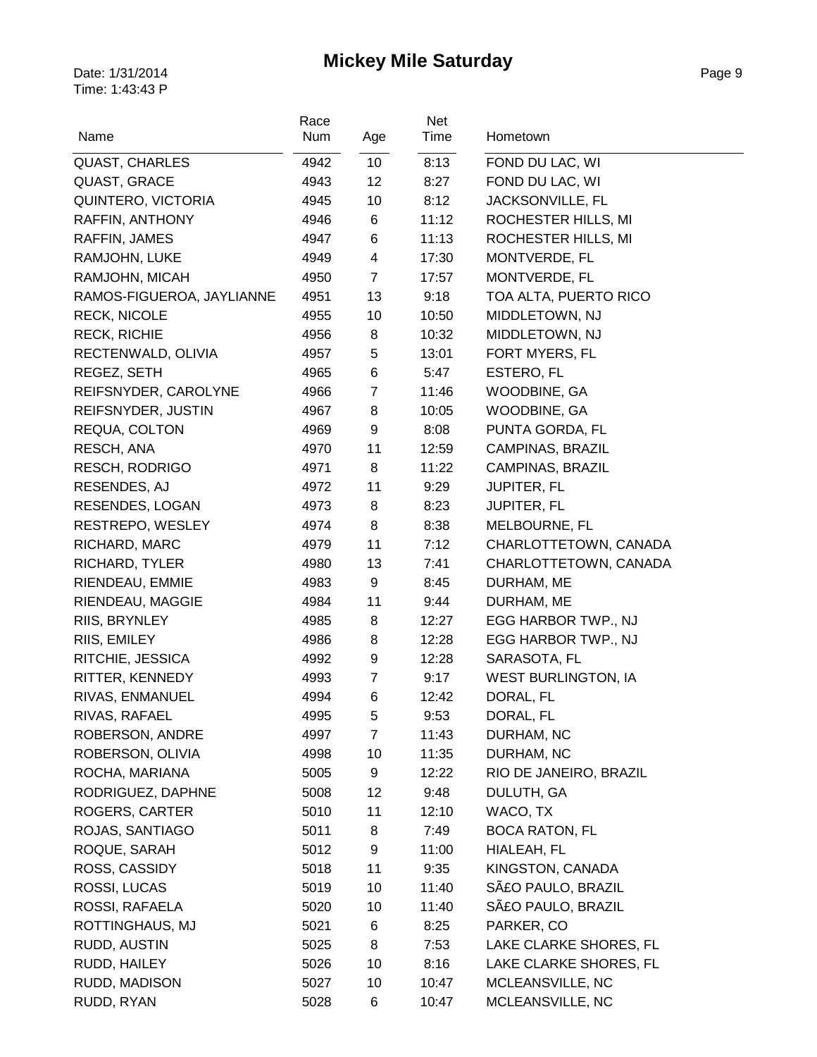# Mickey Mile Saturday

Date: 1/31/2014
Time: 1:43:43 P

| Name | Race Num | Age | Net Time | Hometown |
|---|---|---|---|---|
| QUAST, CHARLES | 4942 | 10 | 8:13 | FOND DU LAC, WI |
| QUAST, GRACE | 4943 | 12 | 8:27 | FOND DU LAC, WI |
| QUINTERO, VICTORIA | 4945 | 10 | 8:12 | JACKSONVILLE, FL |
| RAFFIN, ANTHONY | 4946 | 6 | 11:12 | ROCHESTER HILLS, MI |
| RAFFIN, JAMES | 4947 | 6 | 11:13 | ROCHESTER HILLS, MI |
| RAMJOHN, LUKE | 4949 | 4 | 17:30 | MONTVERDE, FL |
| RAMJOHN, MICAH | 4950 | 7 | 17:57 | MONTVERDE, FL |
| RAMOS-FIGUEROA, JAYLIANNE | 4951 | 13 | 9:18 | TOA ALTA, PUERTO RICO |
| RECK, NICOLE | 4955 | 10 | 10:50 | MIDDLETOWN, NJ |
| RECK, RICHIE | 4956 | 8 | 10:32 | MIDDLETOWN, NJ |
| RECTENWALD, OLIVIA | 4957 | 5 | 13:01 | FORT MYERS, FL |
| REGEZ, SETH | 4965 | 6 | 5:47 | ESTERO, FL |
| REIFSNYDER, CAROLYNE | 4966 | 7 | 11:46 | WOODBINE, GA |
| REIFSNYDER, JUSTIN | 4967 | 8 | 10:05 | WOODBINE, GA |
| REQUA, COLTON | 4969 | 9 | 8:08 | PUNTA GORDA, FL |
| RESCH, ANA | 4970 | 11 | 12:59 | CAMPINAS, BRAZIL |
| RESCH, RODRIGO | 4971 | 8 | 11:22 | CAMPINAS, BRAZIL |
| RESENDES, AJ | 4972 | 11 | 9:29 | JUPITER, FL |
| RESENDES, LOGAN | 4973 | 8 | 8:23 | JUPITER, FL |
| RESTREPO, WESLEY | 4974 | 8 | 8:38 | MELBOURNE, FL |
| RICHARD, MARC | 4979 | 11 | 7:12 | CHARLOTTETOWN, CANADA |
| RICHARD, TYLER | 4980 | 13 | 7:41 | CHARLOTTETOWN, CANADA |
| RIENDEAU, EMMIE | 4983 | 9 | 8:45 | DURHAM, ME |
| RIENDEAU, MAGGIE | 4984 | 11 | 9:44 | DURHAM, ME |
| RIIS, BRYNLEY | 4985 | 8 | 12:27 | EGG HARBOR TWP., NJ |
| RIIS, EMILEY | 4986 | 8 | 12:28 | EGG HARBOR TWP., NJ |
| RITCHIE, JESSICA | 4992 | 9 | 12:28 | SARASOTA, FL |
| RITTER, KENNEDY | 4993 | 7 | 9:17 | WEST BURLINGTON, IA |
| RIVAS, ENMANUEL | 4994 | 6 | 12:42 | DORAL, FL |
| RIVAS, RAFAEL | 4995 | 5 | 9:53 | DORAL, FL |
| ROBERSON, ANDRE | 4997 | 7 | 11:43 | DURHAM, NC |
| ROBERSON, OLIVIA | 4998 | 10 | 11:35 | DURHAM, NC |
| ROCHA, MARIANA | 5005 | 9 | 12:22 | RIO DE JANEIRO, BRAZIL |
| RODRIGUEZ, DAPHNE | 5008 | 12 | 9:48 | DULUTH, GA |
| ROGERS, CARTER | 5010 | 11 | 12:10 | WACO, TX |
| ROJAS, SANTIAGO | 5011 | 8 | 7:49 | BOCA RATON, FL |
| ROQUE, SARAH | 5012 | 9 | 11:00 | HIALEAH, FL |
| ROSS, CASSIDY | 5018 | 11 | 9:35 | KINGSTON, CANADA |
| ROSSI, LUCAS | 5019 | 10 | 11:40 | SÃ£O PAULO, BRAZIL |
| ROSSI, RAFAELA | 5020 | 10 | 11:40 | SÃ£O PAULO, BRAZIL |
| ROTTINGHAUS, MJ | 5021 | 6 | 8:25 | PARKER, CO |
| RUDD, AUSTIN | 5025 | 8 | 7:53 | LAKE CLARKE SHORES, FL |
| RUDD, HAILEY | 5026 | 10 | 8:16 | LAKE CLARKE SHORES, FL |
| RUDD, MADISON | 5027 | 10 | 10:47 | MCLEANSVILLE, NC |
| RUDD, RYAN | 5028 | 6 | 10:47 | MCLEANSVILLE, NC |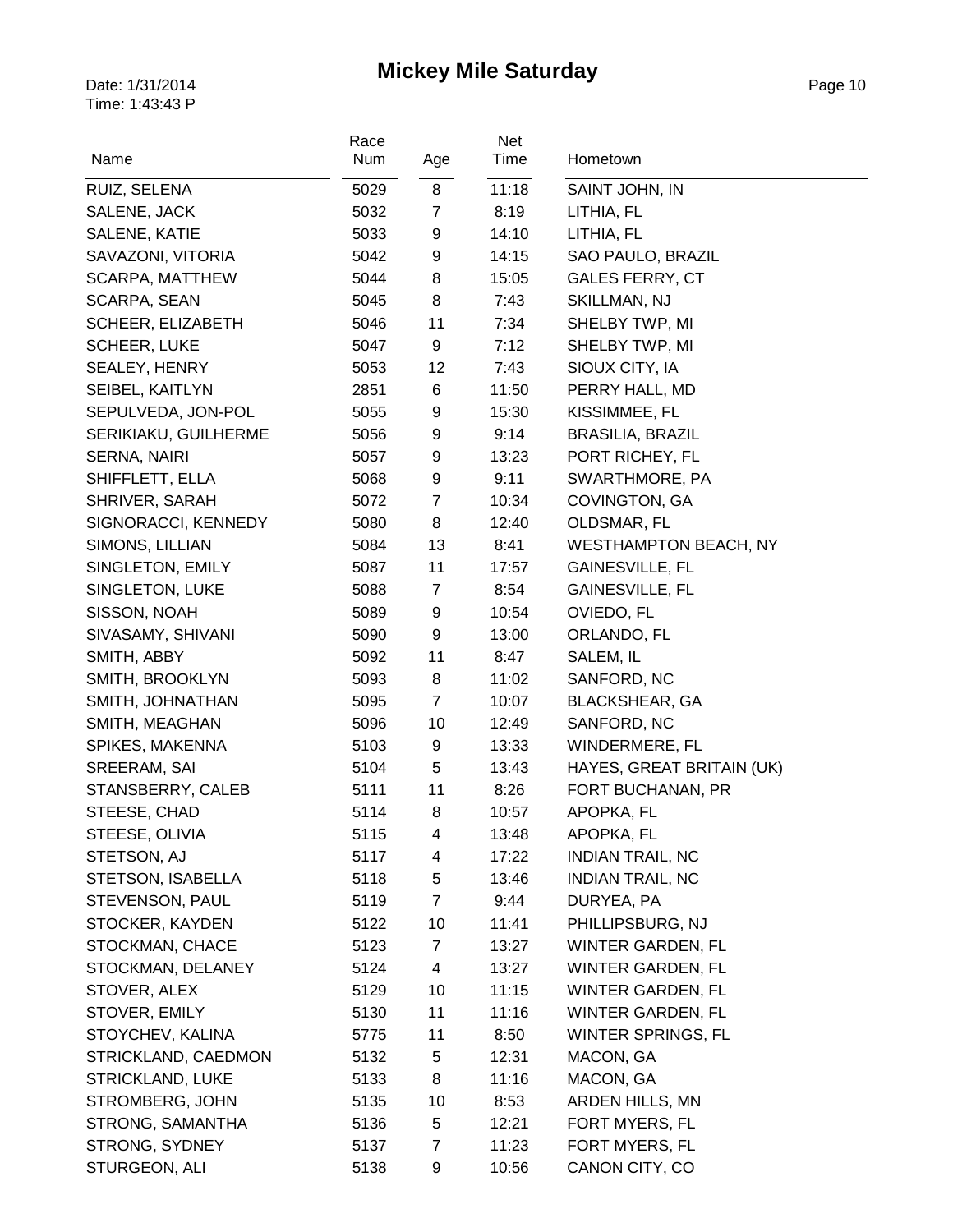# Mickey Mile Saturday

Date: 1/31/2014
Time: 1:43:43 P

| Name | Race Num | Age | Net Time | Hometown |
|---|---|---|---|---|
| RUIZ, SELENA | 5029 | 8 | 11:18 | SAINT JOHN, IN |
| SALENE, JACK | 5032 | 7 | 8:19 | LITHIA, FL |
| SALENE, KATIE | 5033 | 9 | 14:10 | LITHIA, FL |
| SAVAZONI, VITORIA | 5042 | 9 | 14:15 | SAO PAULO, BRAZIL |
| SCARPA, MATTHEW | 5044 | 8 | 15:05 | GALES FERRY, CT |
| SCARPA, SEAN | 5045 | 8 | 7:43 | SKILLMAN, NJ |
| SCHEER, ELIZABETH | 5046 | 11 | 7:34 | SHELBY TWP, MI |
| SCHEER, LUKE | 5047 | 9 | 7:12 | SHELBY TWP, MI |
| SEALEY, HENRY | 5053 | 12 | 7:43 | SIOUX CITY, IA |
| SEIBEL, KAITLYN | 2851 | 6 | 11:50 | PERRY HALL, MD |
| SEPULVEDA, JON-POL | 5055 | 9 | 15:30 | KISSIMMEE, FL |
| SERIKIAKU, GUILHERME | 5056 | 9 | 9:14 | BRASILIA, BRAZIL |
| SERNA, NAIRI | 5057 | 9 | 13:23 | PORT RICHEY, FL |
| SHIFFLETT, ELLA | 5068 | 9 | 9:11 | SWARTHMORE, PA |
| SHRIVER, SARAH | 5072 | 7 | 10:34 | COVINGTON, GA |
| SIGNORACCI, KENNEDY | 5080 | 8 | 12:40 | OLDSMAR, FL |
| SIMONS, LILLIAN | 5084 | 13 | 8:41 | WESTHAMPTON BEACH, NY |
| SINGLETON, EMILY | 5087 | 11 | 17:57 | GAINESVILLE, FL |
| SINGLETON, LUKE | 5088 | 7 | 8:54 | GAINESVILLE, FL |
| SISSON, NOAH | 5089 | 9 | 10:54 | OVIEDO, FL |
| SIVASAMY, SHIVANI | 5090 | 9 | 13:00 | ORLANDO, FL |
| SMITH, ABBY | 5092 | 11 | 8:47 | SALEM, IL |
| SMITH, BROOKLYN | 5093 | 8 | 11:02 | SANFORD, NC |
| SMITH, JOHNATHAN | 5095 | 7 | 10:07 | BLACKSHEAR, GA |
| SMITH, MEAGHAN | 5096 | 10 | 12:49 | SANFORD, NC |
| SPIKES, MAKENNA | 5103 | 9 | 13:33 | WINDERMERE, FL |
| SREERAM, SAI | 5104 | 5 | 13:43 | HAYES, GREAT BRITAIN (UK) |
| STANSBERRY, CALEB | 5111 | 11 | 8:26 | FORT BUCHANAN, PR |
| STEESE, CHAD | 5114 | 8 | 10:57 | APOPKA, FL |
| STEESE, OLIVIA | 5115 | 4 | 13:48 | APOPKA, FL |
| STETSON, AJ | 5117 | 4 | 17:22 | INDIAN TRAIL, NC |
| STETSON, ISABELLA | 5118 | 5 | 13:46 | INDIAN TRAIL, NC |
| STEVENSON, PAUL | 5119 | 7 | 9:44 | DURYEA, PA |
| STOCKER, KAYDEN | 5122 | 10 | 11:41 | PHILLIPSBURG, NJ |
| STOCKMAN, CHACE | 5123 | 7 | 13:27 | WINTER GARDEN, FL |
| STOCKMAN, DELANEY | 5124 | 4 | 13:27 | WINTER GARDEN, FL |
| STOVER, ALEX | 5129 | 10 | 11:15 | WINTER GARDEN, FL |
| STOVER, EMILY | 5130 | 11 | 11:16 | WINTER GARDEN, FL |
| STOYCHEV, KALINA | 5775 | 11 | 8:50 | WINTER SPRINGS, FL |
| STRICKLAND, CAEDMON | 5132 | 5 | 12:31 | MACON, GA |
| STRICKLAND, LUKE | 5133 | 8 | 11:16 | MACON, GA |
| STROMBERG, JOHN | 5135 | 10 | 8:53 | ARDEN HILLS, MN |
| STRONG, SAMANTHA | 5136 | 5 | 12:21 | FORT MYERS, FL |
| STRONG, SYDNEY | 5137 | 7 | 11:23 | FORT MYERS, FL |
| STURGEON, ALI | 5138 | 9 | 10:56 | CANON CITY, CO |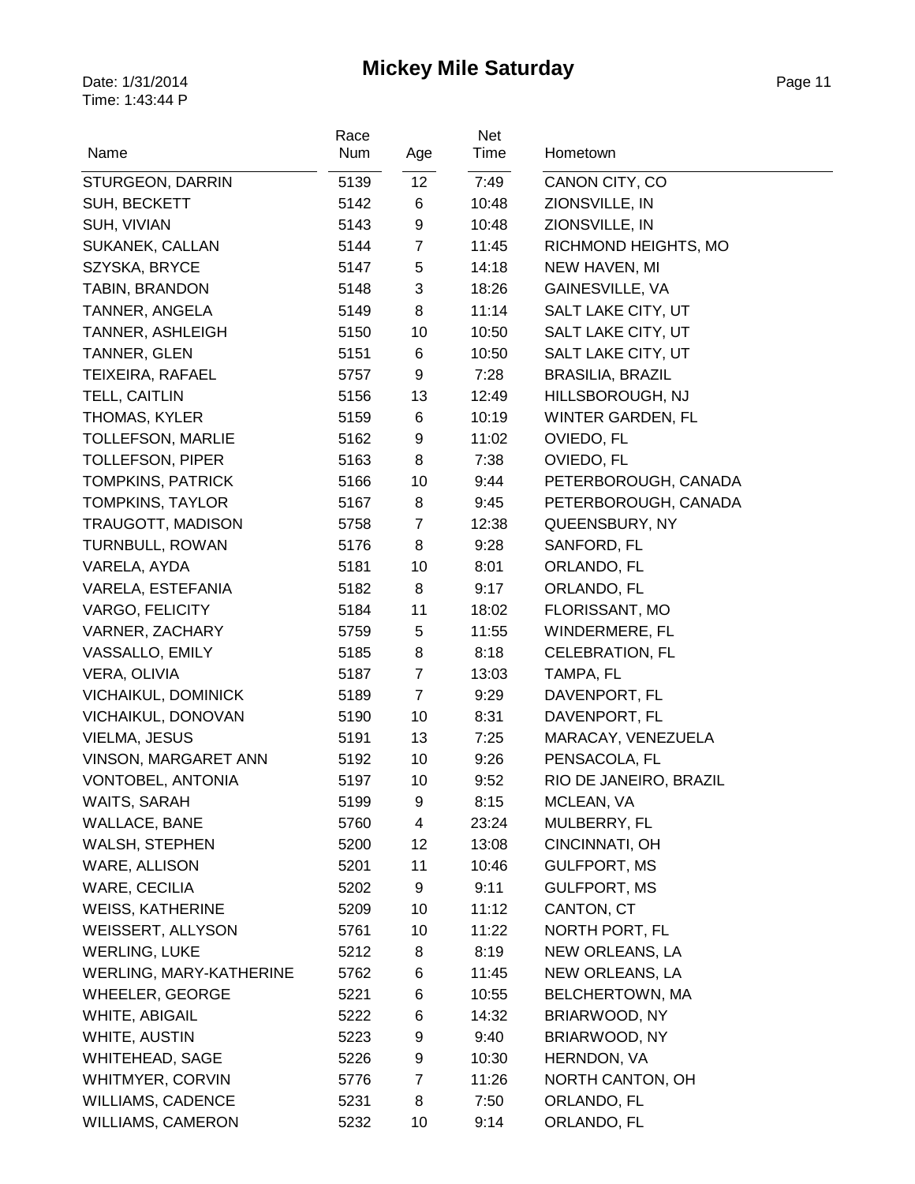# Mickey Mile Saturday

Date: 1/31/2014
Time: 1:43:44 P

| Name | Race Num | Age | Net Time | Hometown |
|---|---|---|---|---|
| STURGEON, DARRIN | 5139 | 12 | 7:49 | CANON CITY, CO |
| SUH, BECKETT | 5142 | 6 | 10:48 | ZIONSVILLE, IN |
| SUH, VIVIAN | 5143 | 9 | 10:48 | ZIONSVILLE, IN |
| SUKANEK, CALLAN | 5144 | 7 | 11:45 | RICHMOND HEIGHTS, MO |
| SZYSKA, BRYCE | 5147 | 5 | 14:18 | NEW HAVEN, MI |
| TABIN, BRANDON | 5148 | 3 | 18:26 | GAINESVILLE, VA |
| TANNER, ANGELA | 5149 | 8 | 11:14 | SALT LAKE CITY, UT |
| TANNER, ASHLEIGH | 5150 | 10 | 10:50 | SALT LAKE CITY, UT |
| TANNER, GLEN | 5151 | 6 | 10:50 | SALT LAKE CITY, UT |
| TEIXEIRA, RAFAEL | 5757 | 9 | 7:28 | BRASILIA, BRAZIL |
| TELL, CAITLIN | 5156 | 13 | 12:49 | HILLSBOROUGH, NJ |
| THOMAS, KYLER | 5159 | 6 | 10:19 | WINTER GARDEN, FL |
| TOLLEFSON, MARLIE | 5162 | 9 | 11:02 | OVIEDO, FL |
| TOLLEFSON, PIPER | 5163 | 8 | 7:38 | OVIEDO, FL |
| TOMPKINS, PATRICK | 5166 | 10 | 9:44 | PETERBOROUGH, CANADA |
| TOMPKINS, TAYLOR | 5167 | 8 | 9:45 | PETERBOROUGH, CANADA |
| TRAUGOTT, MADISON | 5758 | 7 | 12:38 | QUEENSBURY, NY |
| TURNBULL, ROWAN | 5176 | 8 | 9:28 | SANFORD, FL |
| VARELA, AYDA | 5181 | 10 | 8:01 | ORLANDO, FL |
| VARELA, ESTEFANIA | 5182 | 8 | 9:17 | ORLANDO, FL |
| VARGO, FELICITY | 5184 | 11 | 18:02 | FLORISSANT, MO |
| VARNER, ZACHARY | 5759 | 5 | 11:55 | WINDERMERE, FL |
| VASSALLO, EMILY | 5185 | 8 | 8:18 | CELEBRATION, FL |
| VERA, OLIVIA | 5187 | 7 | 13:03 | TAMPA, FL |
| VICHAIKUL, DOMINICK | 5189 | 7 | 9:29 | DAVENPORT, FL |
| VICHAIKUL, DONOVAN | 5190 | 10 | 8:31 | DAVENPORT, FL |
| VIELMA, JESUS | 5191 | 13 | 7:25 | MARACAY, VENEZUELA |
| VINSON, MARGARET ANN | 5192 | 10 | 9:26 | PENSACOLA, FL |
| VONTOBEL, ANTONIA | 5197 | 10 | 9:52 | RIO DE JANEIRO, BRAZIL |
| WAITS, SARAH | 5199 | 9 | 8:15 | MCLEAN, VA |
| WALLACE, BANE | 5760 | 4 | 23:24 | MULBERRY, FL |
| WALSH, STEPHEN | 5200 | 12 | 13:08 | CINCINNATI, OH |
| WARE, ALLISON | 5201 | 11 | 10:46 | GULFPORT, MS |
| WARE, CECILIA | 5202 | 9 | 9:11 | GULFPORT, MS |
| WEISS, KATHERINE | 5209 | 10 | 11:12 | CANTON, CT |
| WEISSERT, ALLYSON | 5761 | 10 | 11:22 | NORTH PORT, FL |
| WERLING, LUKE | 5212 | 8 | 8:19 | NEW ORLEANS, LA |
| WERLING, MARY-KATHERINE | 5762 | 6 | 11:45 | NEW ORLEANS, LA |
| WHEELER, GEORGE | 5221 | 6 | 10:55 | BELCHERTOWN, MA |
| WHITE, ABIGAIL | 5222 | 6 | 14:32 | BRIARWOOD, NY |
| WHITE, AUSTIN | 5223 | 9 | 9:40 | BRIARWOOD, NY |
| WHITEHEAD, SAGE | 5226 | 9 | 10:30 | HERNDON, VA |
| WHITMYER, CORVIN | 5776 | 7 | 11:26 | NORTH CANTON, OH |
| WILLIAMS, CADENCE | 5231 | 8 | 7:50 | ORLANDO, FL |
| WILLIAMS, CAMERON | 5232 | 10 | 9:14 | ORLANDO, FL |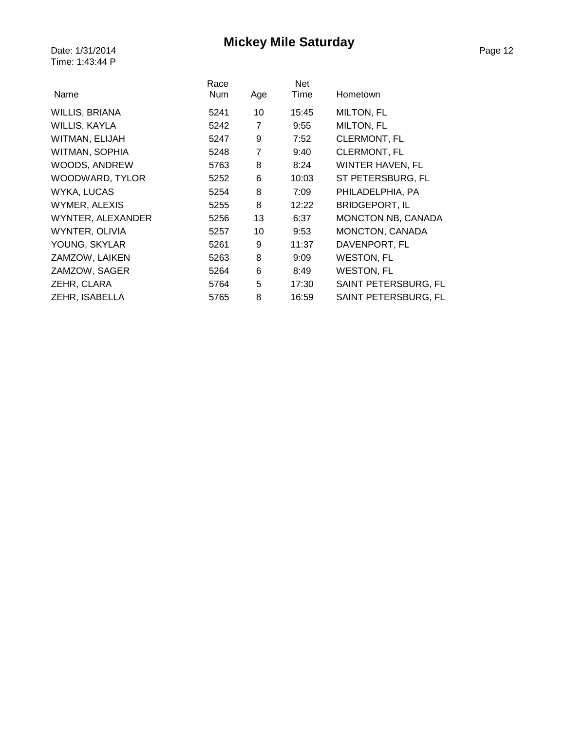# Mickey Mile Saturday

Date: 1/31/2014
Time: 1:43:44 P

| Name | Race Num | Age | Net Time | Hometown |
|---|---|---|---|---|
| WILLIS, BRIANA | 5241 | 10 | 15:45 | MILTON, FL |
| WILLIS, KAYLA | 5242 | 7 | 9:55 | MILTON, FL |
| WITMAN, ELIJAH | 5247 | 9 | 7:52 | CLERMONT, FL |
| WITMAN, SOPHIA | 5248 | 7 | 9:40 | CLERMONT, FL |
| WOODS, ANDREW | 5763 | 8 | 8:24 | WINTER HAVEN, FL |
| WOODWARD, TYLOR | 5252 | 6 | 10:03 | ST PETERSBURG, FL |
| WYKA, LUCAS | 5254 | 8 | 7:09 | PHILADELPHIA, PA |
| WYMER, ALEXIS | 5255 | 8 | 12:22 | BRIDGEPORT, IL |
| WYNTER, ALEXANDER | 5256 | 13 | 6:37 | MONCTON NB, CANADA |
| WYNTER, OLIVIA | 5257 | 10 | 9:53 | MONCTON, CANADA |
| YOUNG, SKYLAR | 5261 | 9 | 11:37 | DAVENPORT, FL |
| ZAMZOW, LAIKEN | 5263 | 8 | 9:09 | WESTON, FL |
| ZAMZOW, SAGER | 5264 | 6 | 8:49 | WESTON, FL |
| ZEHR, CLARA | 5764 | 5 | 17:30 | SAINT PETERSBURG, FL |
| ZEHR, ISABELLA | 5765 | 8 | 16:59 | SAINT PETERSBURG, FL |